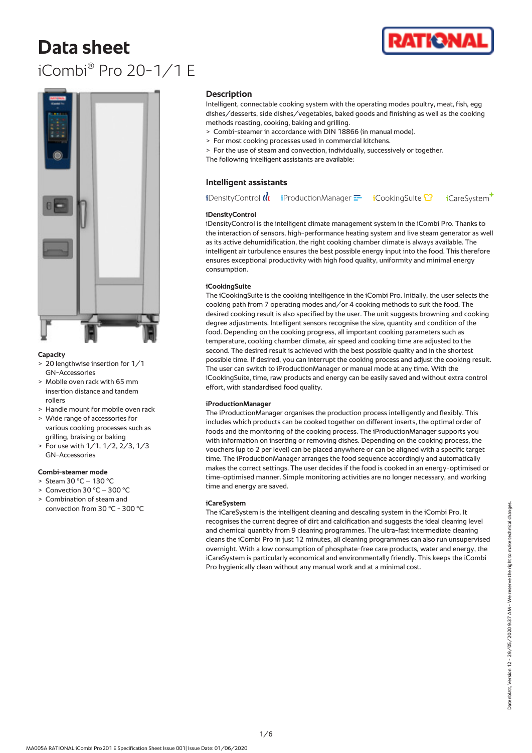# Data sheet

iCombi® Pro 20-1/1 E

**Capacity**

- 20 lengthwise insertion for 1/1 GN-Accessories
- Mobile oven rack with 65 mm insertion distance and tandem rollers
- Handle mount for mobile oven rack
- Wide range of accessories for various cooking processes such as grilling, braising or baking
- For use with 1/1, 1/2, 2/3, 1/3 GN-Accessories

**Combi-steamer mode**

- Steam 30 °C – 130 °C
- Convection 30 °C – 300 °C
- Combination of steam and convection from 30 °C - 300 °C

## Description

Intelligent, connectable cooking system with the operating modes poultry, meat, fish, egg dishes/desserts, side dishes/vegetables, baked goods and finishing as well as the cooking methods roasting, cooking, baking and grilling.

- Combi-steamer in accordance with DIN 18866 (in manual mode).
- For most cooking processes used in commercial kitchens.
- For the use of steam and convection, individually, successively or together.

The following intelligent assistants are available:

## Intelligent assistants

iDensityControl   iProductionManager   iCookingSuite   iCareSystem

**iDensityControl**

iDensityControl is the intelligent climate management system in the iCombi Pro. Thanks to the interaction of sensors, high-performance heating system and live steam generator as well as its active dehumidification, the right cooking chamber climate is always available. The intelligent air turbulence ensures the best possible energy input into the food. This therefore ensures exceptional productivity with high food quality, uniformity and minimal energy consumption.

**iCookingSuite**

The iCookingSuite is the cooking intelligence in the iCombi Pro. Initially, the user selects the cooking path from 7 operating modes and/or 4 cooking methods to suit the food. The desired cooking result is also specified by the user. The unit suggests browning and cooking degree adjustments. Intelligent sensors recognise the size, quantity and condition of the food. Depending on the cooking progress, all important cooking parameters such as temperature, cooking chamber climate, air speed and cooking time are adjusted to the second. The desired result is achieved with the best possible quality and in the shortest possible time. If desired, you can interrupt the cooking process and adjust the cooking result. The user can switch to iProductionManager or manual mode at any time. With the iCookingSuite, time, raw products and energy can be easily saved and without extra control effort, with standardised food quality.

**iProductionManager**

The iProductionManager organises the production process intelligently and flexibly. This includes which products can be cooked together on different inserts, the optimal order of foods and the monitoring of the cooking process. The iProductionManager supports you with information on inserting or removing dishes. Depending on the cooking process, the vouchers (up to 2 per level) can be placed anywhere or can be aligned with a specific target time. The iProductionManager arranges the food sequence accordingly and automatically makes the correct settings. The user decides if the food is cooked in an energy-optimised or time-optimised manner. Simple monitoring activities are no longer necessary, and working time and energy are saved.

**iCareSystem**

The iCareSystem is the intelligent cleaning and descaling system in the iCombi Pro. It recognises the current degree of dirt and calcification and suggests the ideal cleaning level and chemical quantity from 9 cleaning programmes. The ultra-fast intermediate cleaning cleans the iCombi Pro in just 12 minutes, all cleaning programmes can also run unsupervised overnight. With a low consumption of phosphate-free care products, water and energy, the iCareSystem is particularly economical and environmentally friendly. This keeps the iCombi Pro hygienically clean without any manual work and at a minimal cost.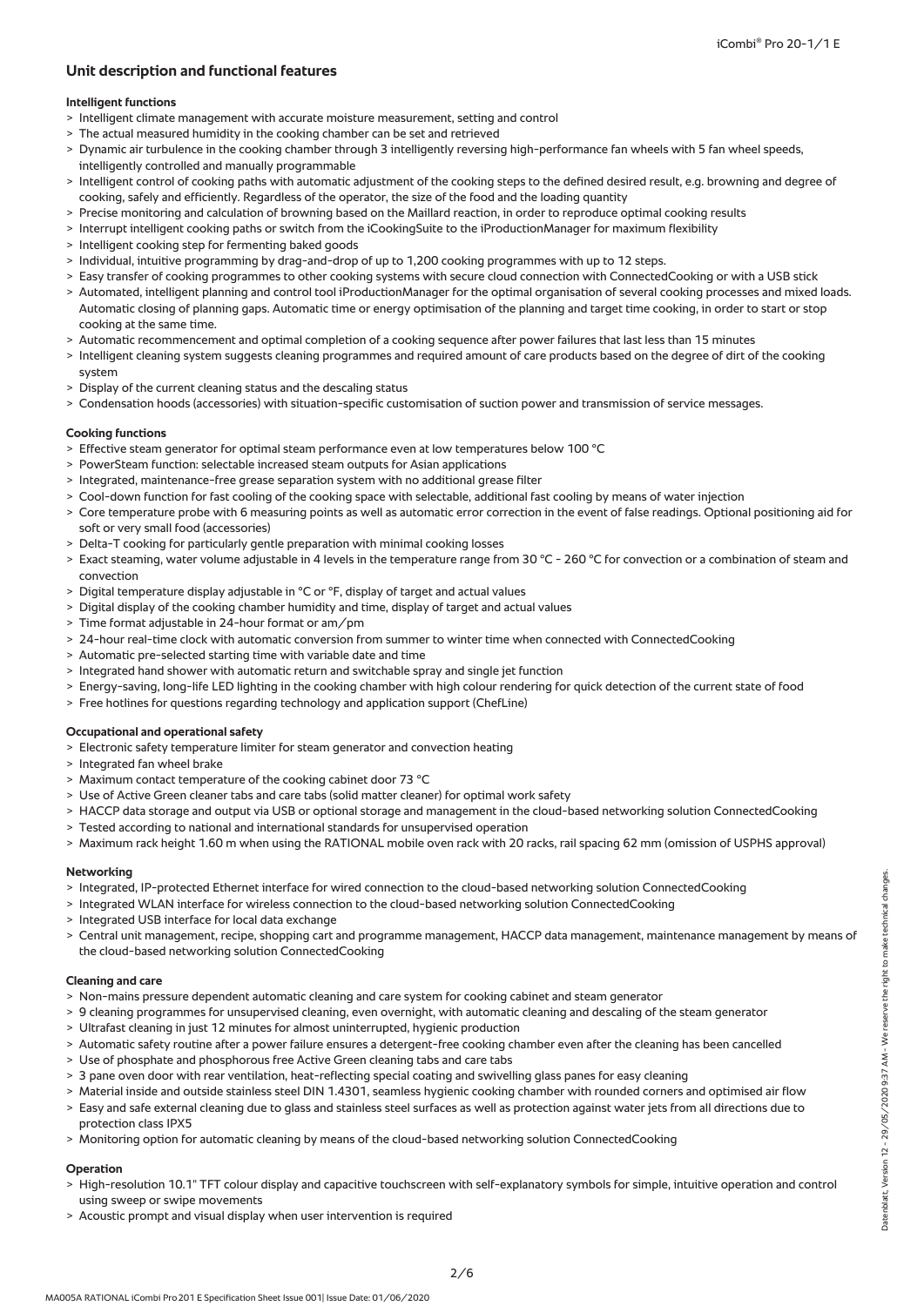## Unit description and functional features

**Intelligent functions**

- > Intelligent climate management with accurate moisture measurement, setting and control
- > The actual measured humidity in the cooking chamber can be set and retrieved
- > Dynamic air turbulence in the cooking chamber through 3 intelligently reversing high-performance fan wheels with 5 fan wheel speeds, intelligently controlled and manually programmable
- > Intelligent control of cooking paths with automatic adjustment of the cooking steps to the defined desired result, e.g. browning and degree of cooking, safely and efficiently. Regardless of the operator, the size of the food and the loading quantity
- > Precise monitoring and calculation of browning based on the Maillard reaction, in order to reproduce optimal cooking results
- > Interrupt intelligent cooking paths or switch from the iCookingSuite to the iProductionManager for maximum flexibility
- > Intelligent cooking step for fermenting baked goods
- > Individual, intuitive programming by drag-and-drop of up to 1,200 cooking programmes with up to 12 steps.
- > Easy transfer of cooking programmes to other cooking systems with secure cloud connection with ConnectedCooking or with a USB stick
- > Automated, intelligent planning and control tool iProductionManager for the optimal organisation of several cooking processes and mixed loads. Automatic closing of planning gaps. Automatic time or energy optimisation of the planning and target time cooking, in order to start or stop cooking at the same time.
- > Automatic recommencement and optimal completion of a cooking sequence after power failures that last less than 15 minutes
- > Intelligent cleaning system suggests cleaning programmes and required amount of care products based on the degree of dirt of the cooking system
- > Display of the current cleaning status and the descaling status
- > Condensation hoods (accessories) with situation-specific customisation of suction power and transmission of service messages.

**Cooking functions**

- > Effective steam generator for optimal steam performance even at low temperatures below 100 °C
- > PowerSteam function: selectable increased steam outputs for Asian applications
- > Integrated, maintenance-free grease separation system with no additional grease filter
- > Cool-down function for fast cooling of the cooking space with selectable, additional fast cooling by means of water injection
- > Core temperature probe with 6 measuring points as well as automatic error correction in the event of false readings. Optional positioning aid for soft or very small food (accessories)
- > Delta-T cooking for particularly gentle preparation with minimal cooking losses
- > Exact steaming, water volume adjustable in 4 levels in the temperature range from 30 °C - 260 °C for convection or a combination of steam and convection
- > Digital temperature display adjustable in °C or °F, display of target and actual values
- > Digital display of the cooking chamber humidity and time, display of target and actual values
- > Time format adjustable in 24-hour format or am/pm
- > 24-hour real-time clock with automatic conversion from summer to winter time when connected with ConnectedCooking
- > Automatic pre-selected starting time with variable date and time
- > Integrated hand shower with automatic return and switchable spray and single jet function
- > Energy-saving, long-life LED lighting in the cooking chamber with high colour rendering for quick detection of the current state of food
- > Free hotlines for questions regarding technology and application support (ChefLine)

**Occupational and operational safety**

- > Electronic safety temperature limiter for steam generator and convection heating
- > Integrated fan wheel brake
- > Maximum contact temperature of the cooking cabinet door 73 °C
- > Use of Active Green cleaner tabs and care tabs (solid matter cleaner) for optimal work safety
- > HACCP data storage and output via USB or optional storage and management in the cloud-based networking solution ConnectedCooking
- > Tested according to national and international standards for unsupervised operation
- > Maximum rack height 1.60 m when using the RATIONAL mobile oven rack with 20 racks, rail spacing 62 mm (omission of USPHS approval)

**Networking**

- > Integrated, IP-protected Ethernet interface for wired connection to the cloud-based networking solution ConnectedCooking
- > Integrated WLAN interface for wireless connection to the cloud-based networking solution ConnectedCooking
- > Integrated USB interface for local data exchange
- > Central unit management, recipe, shopping cart and programme management, HACCP data management, maintenance management by means of the cloud-based networking solution ConnectedCooking

**Cleaning and care**

- > Non-mains pressure dependent automatic cleaning and care system for cooking cabinet and steam generator
- > 9 cleaning programmes for unsupervised cleaning, even overnight, with automatic cleaning and descaling of the steam generator
- > Ultrafast cleaning in just 12 minutes for almost uninterrupted, hygienic production
- > Automatic safety routine after a power failure ensures a detergent-free cooking chamber even after the cleaning has been cancelled
- > Use of phosphate and phosphorous free Active Green cleaning tabs and care tabs
- > 3 pane oven door with rear ventilation, heat-reflecting special coating and swivelling glass panes for easy cleaning
- > Material inside and outside stainless steel DIN 1.4301, seamless hygienic cooking chamber with rounded corners and optimised air flow
- > Easy and safe external cleaning due to glass and stainless steel surfaces as well as protection against water jets from all directions due to protection class IPX5
- > Monitoring option for automatic cleaning by means of the cloud-based networking solution ConnectedCooking

**Operation**

- > High-resolution 10.1" TFT colour display and capacitive touchscreen with self-explanatory symbols for simple, intuitive operation and control using sweep or swipe movements
- > Acoustic prompt and visual display when user intervention is required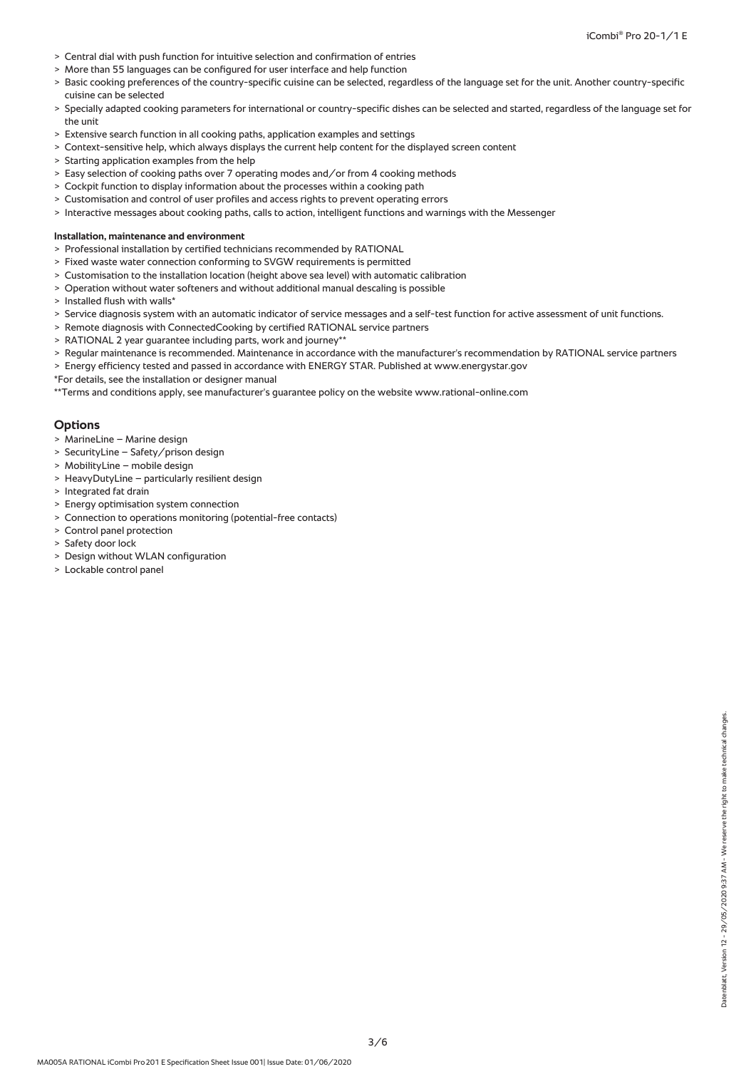- > Central dial with push function for intuitive selection and confirmation of entries
- > More than 55 languages can be configured for user interface and help function
- > Basic cooking preferences of the country-specific cuisine can be selected, regardless of the language set for the unit. Another country-specific cuisine can be selected
- > Specially adapted cooking parameters for international or country-specific dishes can be selected and started, regardless of the language set for the unit
- > Extensive search function in all cooking paths, application examples and settings
- > Context-sensitive help, which always displays the current help content for the displayed screen content
- > Starting application examples from the help
- > Easy selection of cooking paths over 7 operating modes and/or from 4 cooking methods
- > Cockpit function to display information about the processes within a cooking path
- > Customisation and control of user profiles and access rights to prevent operating errors
- > Interactive messages about cooking paths, calls to action, intelligent functions and warnings with the Messenger

**Installation, maintenance and environment**

- > Professional installation by certified technicians recommended by RATIONAL
- > Fixed waste water connection conforming to SVGW requirements is permitted
- > Customisation to the installation location (height above sea level) with automatic calibration
- > Operation without water softeners and without additional manual descaling is possible
- > Installed flush with walls*
- > Service diagnosis system with an automatic indicator of service messages and a self-test function for active assessment of unit functions.
- > Remote diagnosis with ConnectedCooking by certified RATIONAL service partners
- > RATIONAL 2 year guarantee including parts, work and journey**
- > Regular maintenance is recommended. Maintenance in accordance with the manufacturer's recommendation by RATIONAL service partners
- > Energy efficiency tested and passed in accordance with ENERGY STAR. Published at www.energystar.gov

*For details, see the installation or designer manual

**Terms and conditions apply, see manufacturer's guarantee policy on the website www.rational-online.com

## Options

- > MarineLine – Marine design
- > SecurityLine – Safety/prison design
- > MobilityLine – mobile design
- > HeavyDutyLine – particularly resilient design
- > Integrated fat drain
- > Energy optimisation system connection
- > Connection to operations monitoring (potential-free contacts)
- > Control panel protection
- > Safety door lock
- > Design without WLAN configuration
- > Lockable control panel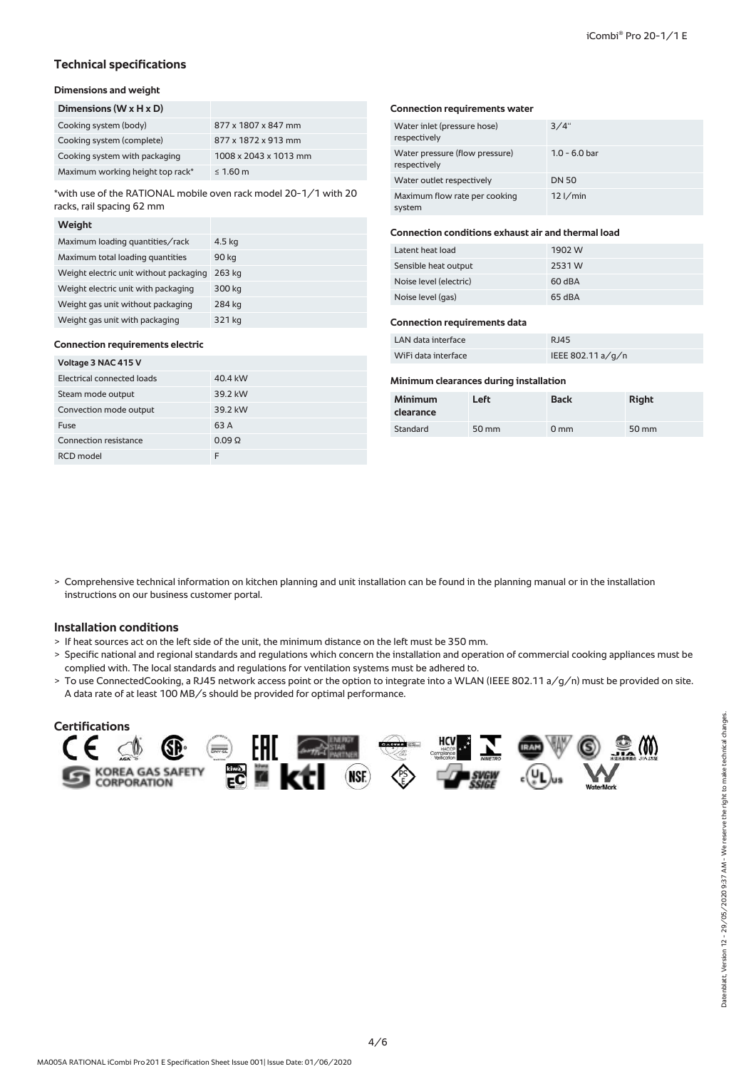## Technical specifications

### Dimensions and weight

| Dimensions (W x H x D) | |
|---|---|
| Cooking system (body) | 877 x 1807 x 847 mm |
| Cooking system (complete) | 877 x 1872 x 913 mm |
| Cooking system with packaging | 1008 x 2043 x 1013 mm |
| Maximum working height top rack* | ≤ 1.60 m |

*with use of the RATIONAL mobile oven rack model 20-1/1 with 20 racks, rail spacing 62 mm

| Weight | |
|---|---|
| Maximum loading quantities/rack | 4.5 kg |
| Maximum total loading quantities | 90 kg |
| Weight electric unit without packaging | 263 kg |
| Weight electric unit with packaging | 300 kg |
| Weight gas unit without packaging | 284 kg |
| Weight gas unit with packaging | 321 kg |

### Connection requirements electric

| Voltage 3 NAC 415 V | |
|---|---|
| Electrical connected loads | 40.4 kW |
| Steam mode output | 39.2 kW |
| Convection mode output | 39.2 kW |
| Fuse | 63 A |
| Connection resistance | 0.09 Ω |
| RCD model | F |

### Connection requirements water

| | |
|---|---|
| Water inlet (pressure hose) respectively | 3/4" |
| Water pressure (flow pressure) respectively | 1.0 - 6.0 bar |
| Water outlet respectively | DN 50 |
| Maximum flow rate per cooking system | 12 l/min |

### Connection conditions exhaust air and thermal load

| | |
|---|---|
| Latent heat load | 1902 W |
| Sensible heat output | 2531 W |
| Noise level (electric) | 60 dBA |
| Noise level (gas) | 65 dBA |

### Connection requirements data

| | |
|---|---|
| LAN data interface | RJ45 |
| WiFi data interface | IEEE 802.11 a/g/n |

### Minimum clearances during installation

| Minimum clearance | Left | Back | Right |
|---|---|---|---|
| Standard | 50 mm | 0 mm | 50 mm |

> Comprehensive technical information on kitchen planning and unit installation can be found in the planning manual or in the installation instructions on our business customer portal.

## Installation conditions

> If heat sources act on the left side of the unit, the minimum distance on the left must be 350 mm.
> Specific national and regional standards and regulations which concern the installation and operation of commercial cooking appliances must be complied with. The local standards and regulations for ventilation systems must be adhered to.
> To use ConnectedCooking, a RJ45 network access point or the option to integrate into a WLAN (IEEE 802.11 a/g/n) must be provided on site. A data rate of at least 100 MB/s should be provided for optimal performance.

## Certifications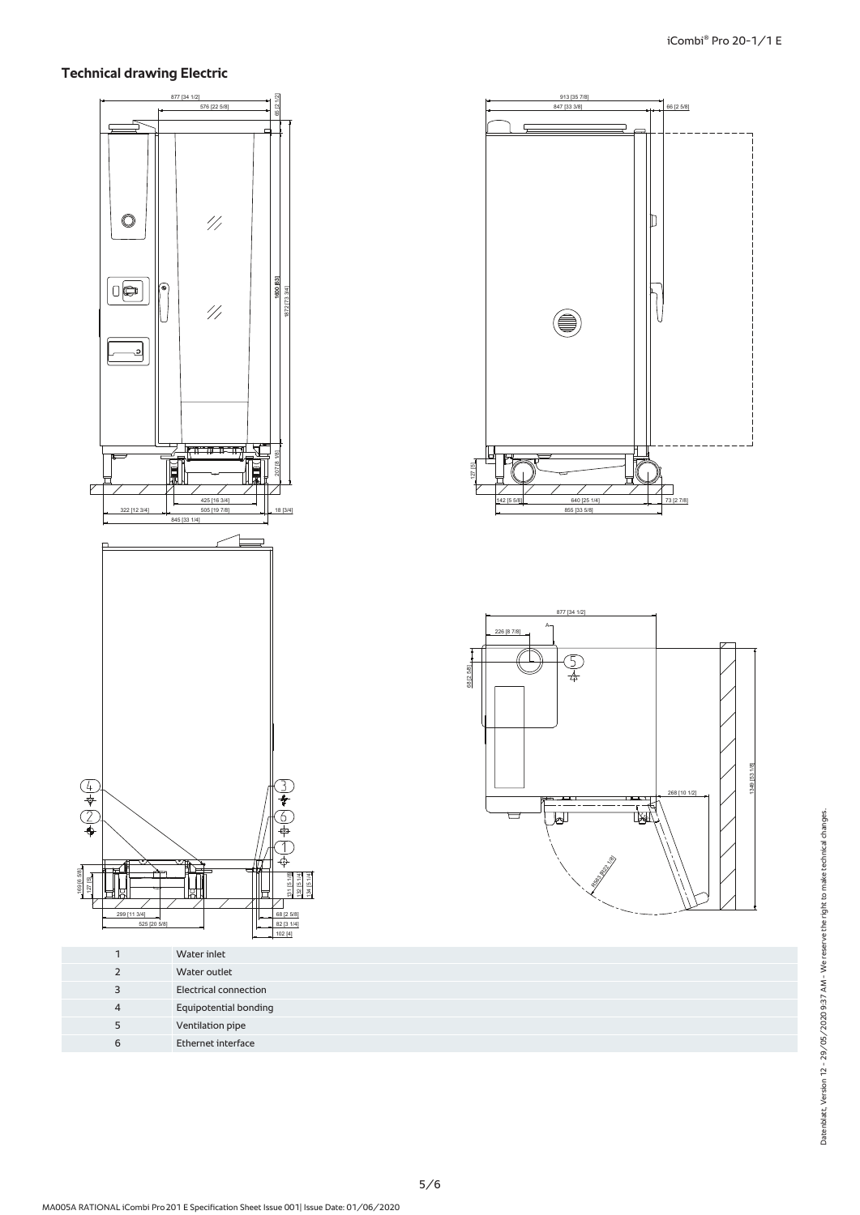## Technical drawing Electric

| | |
|---|---|
| 1 | Water inlet |
| 2 | Water outlet |
| 3 | Electrical connection |
| 4 | Equipotential bonding |
| 5 | Ventilation pipe |
| 6 | Ethernet interface |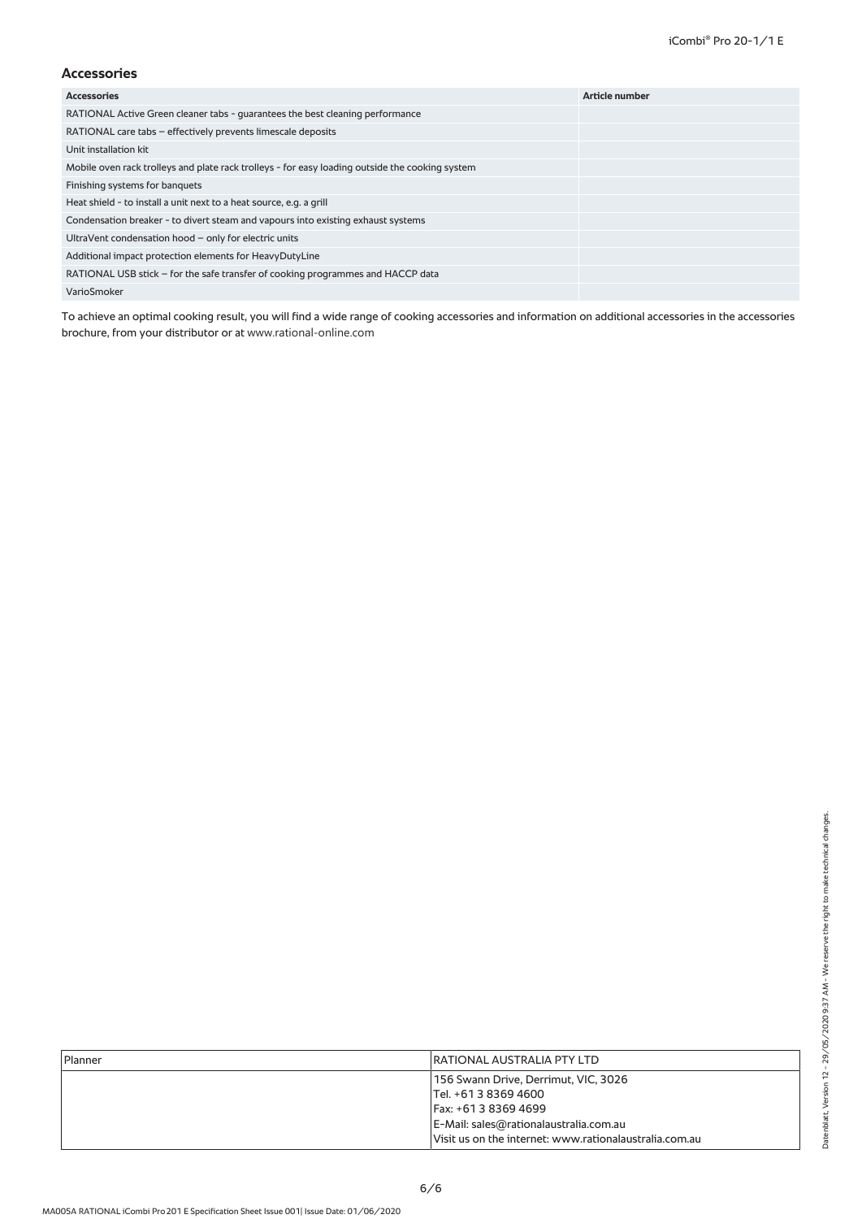## Accessories

| Accessories | Article number |
| --- | --- |
| RATIONAL Active Green cleaner tabs - guarantees the best cleaning performance | |
| RATIONAL care tabs – effectively prevents limescale deposits | |
| Unit installation kit | |
| Mobile oven rack trolleys and plate rack trolleys - for easy loading outside the cooking system | |
| Finishing systems for banquets | |
| Heat shield - to install a unit next to a heat source, e.g. a grill | |
| Condensation breaker - to divert steam and vapours into existing exhaust systems | |
| UltraVent condensation hood – only for electric units | |
| Additional impact protection elements for HeavyDutyLine | |
| RATIONAL USB stick – for the safe transfer of cooking programmes and HACCP data | |
| VarioSmoker | |

To achieve an optimal cooking result, you will find a wide range of cooking accessories and information on additional accessories in the accessories brochure, from your distributor or at www.rational-online.com

| Planner | RATIONAL AUSTRALIA PTY LTD |
| --- | --- |
| | 156 Swann Drive, Derrimut, VIC, 3026<br>Tel. +61 3 8369 4600<br>Fax: +61 3 8369 4699<br>E-Mail: sales@rationalaustralia.com.au<br>Visit us on the internet: www.rationalaustralia.com.au |

Datenblatt, Version 12 - 29/05/2020 9:37 AM - We reserve the right to make technical changes.

MA005A RATIONAL iCombi Pro 201 E Specification Sheet Issue 001| Issue Date: 01/06/2020